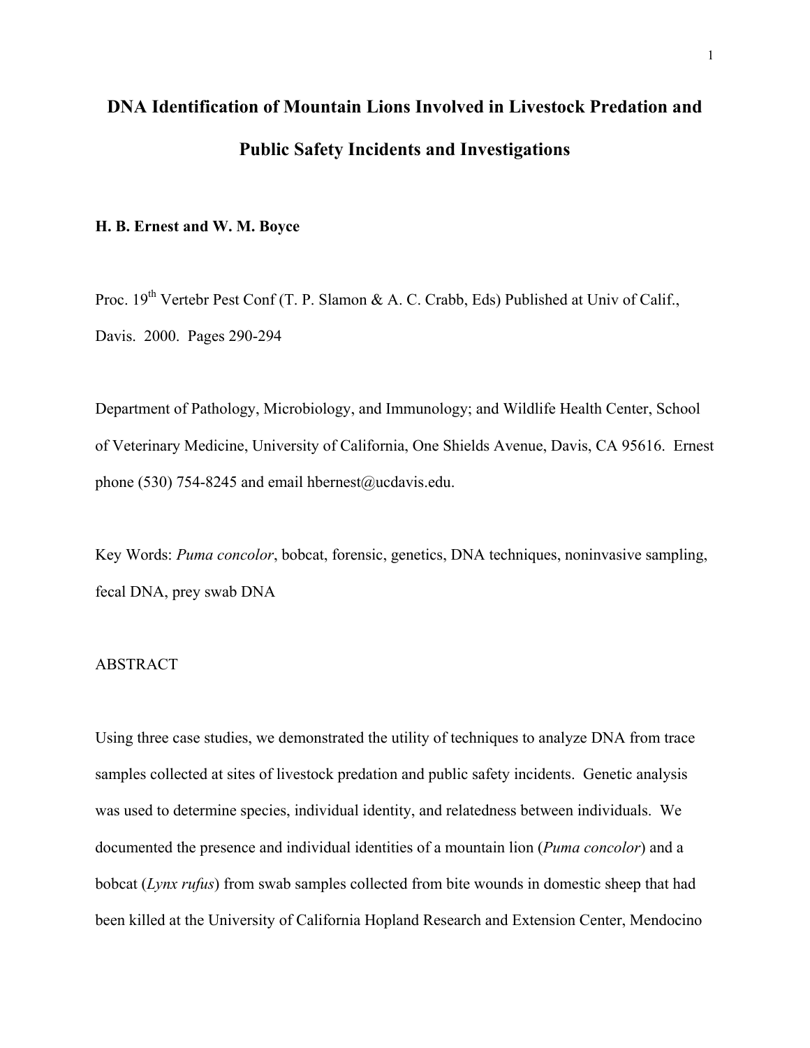# DNA Identification of Mountain Lions Involved in Livestock Predation and Public Safety Incidents and Investigations

**H. B. Ernest and W. M. Boyce**

Proc. 19th Vertebr Pest Conf (T. P. Slamon & A. C. Crabb, Eds) Published at Univ of Calif., Davis. 2000. Pages 290-294

Department of Pathology, Microbiology, and Immunology; and Wildlife Health Center, School of Veterinary Medicine, University of California, One Shields Avenue, Davis, CA 95616. Ernest phone (530) 754-8245 and email hbernest@ucdavis.edu.

Key Words: *Puma concolor*, bobcat, forensic, genetics, DNA techniques, noninvasive sampling, fecal DNA, prey swab DNA

## ABSTRACT

Using three case studies, we demonstrated the utility of techniques to analyze DNA from trace samples collected at sites of livestock predation and public safety incidents. Genetic analysis was used to determine species, individual identity, and relatedness between individuals. We documented the presence and individual identities of a mountain lion (*Puma concolor*) and a bobcat (*Lynx rufus*) from swab samples collected from bite wounds in domestic sheep that had been killed at the University of California Hopland Research and Extension Center, Mendocino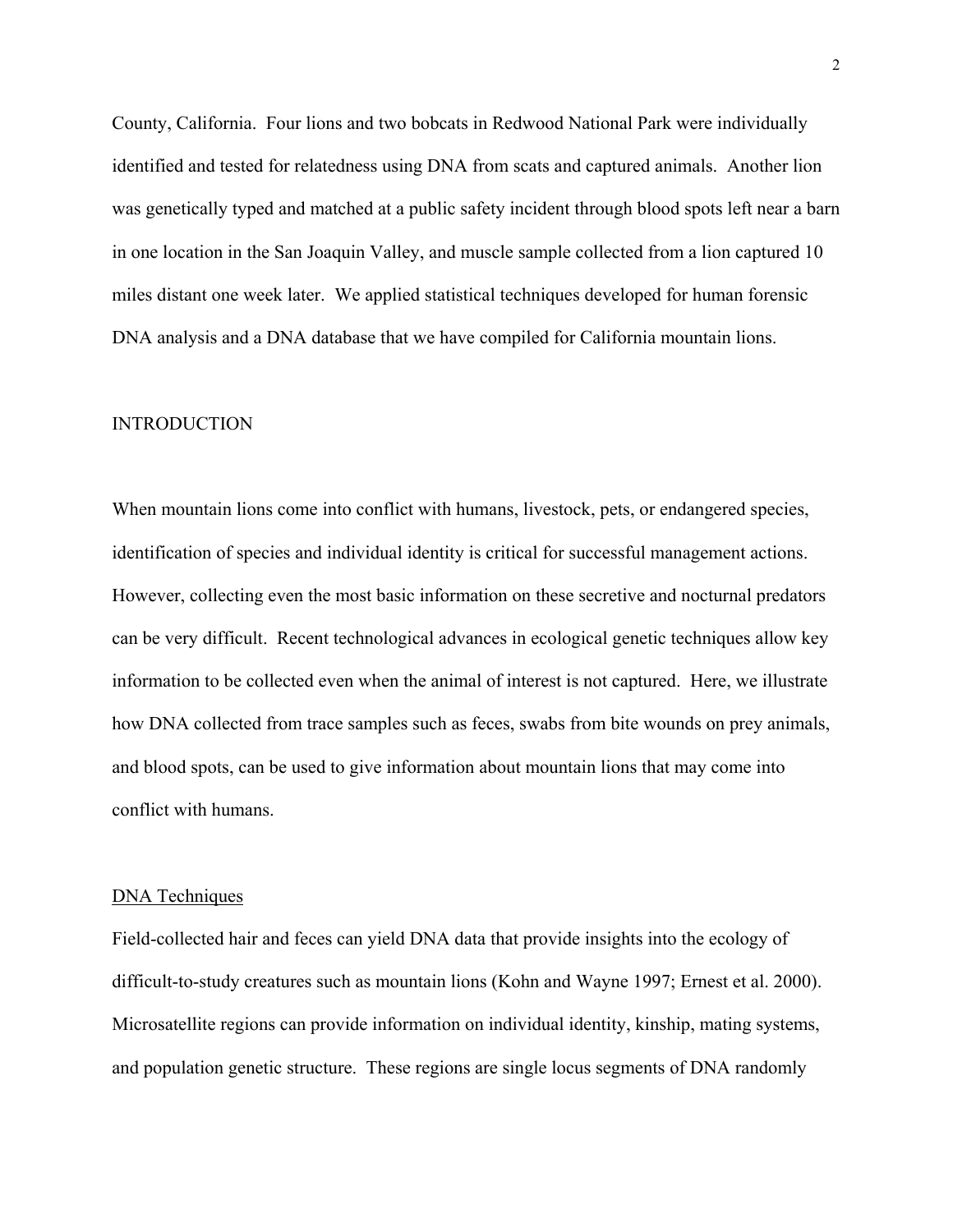County, California. Four lions and two bobcats in Redwood National Park were individually identified and tested for relatedness using DNA from scats and captured animals. Another lion was genetically typed and matched at a public safety incident through blood spots left near a barn in one location in the San Joaquin Valley, and muscle sample collected from a lion captured 10 miles distant one week later. We applied statistical techniques developed for human forensic DNA analysis and a DNA database that we have compiled for California mountain lions.

## INTRODUCTION

When mountain lions come into conflict with humans, livestock, pets, or endangered species, identification of species and individual identity is critical for successful management actions. However, collecting even the most basic information on these secretive and nocturnal predators can be very difficult. Recent technological advances in ecological genetic techniques allow key information to be collected even when the animal of interest is not captured. Here, we illustrate how DNA collected from trace samples such as feces, swabs from bite wounds on prey animals, and blood spots, can be used to give information about mountain lions that may come into conflict with humans.

### DNA Techniques

Field-collected hair and feces can yield DNA data that provide insights into the ecology of difficult-to-study creatures such as mountain lions (Kohn and Wayne 1997; Ernest et al. 2000). Microsatellite regions can provide information on individual identity, kinship, mating systems, and population genetic structure. These regions are single locus segments of DNA randomly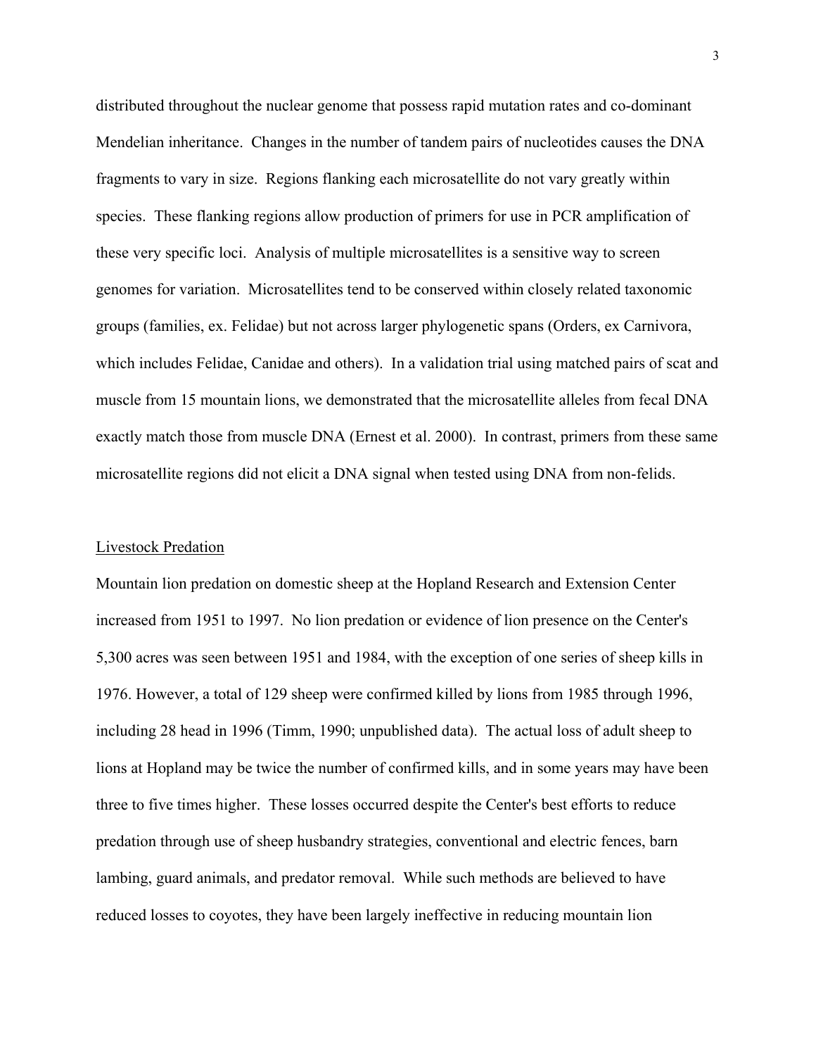distributed throughout the nuclear genome that possess rapid mutation rates and co-dominant Mendelian inheritance. Changes in the number of tandem pairs of nucleotides causes the DNA fragments to vary in size. Regions flanking each microsatellite do not vary greatly within species. These flanking regions allow production of primers for use in PCR amplification of these very specific loci. Analysis of multiple microsatellites is a sensitive way to screen genomes for variation. Microsatellites tend to be conserved within closely related taxonomic groups (families, ex. Felidae) but not across larger phylogenetic spans (Orders, ex Carnivora, which includes Felidae, Canidae and others). In a validation trial using matched pairs of scat and muscle from 15 mountain lions, we demonstrated that the microsatellite alleles from fecal DNA exactly match those from muscle DNA (Ernest et al. 2000). In contrast, primers from these same microsatellite regions did not elicit a DNA signal when tested using DNA from non-felids.

## Livestock Predation

Mountain lion predation on domestic sheep at the Hopland Research and Extension Center increased from 1951 to 1997. No lion predation or evidence of lion presence on the Center's 5,300 acres was seen between 1951 and 1984, with the exception of one series of sheep kills in 1976. However, a total of 129 sheep were confirmed killed by lions from 1985 through 1996, including 28 head in 1996 (Timm, 1990; unpublished data). The actual loss of adult sheep to lions at Hopland may be twice the number of confirmed kills, and in some years may have been three to five times higher. These losses occurred despite the Center's best efforts to reduce predation through use of sheep husbandry strategies, conventional and electric fences, barn lambing, guard animals, and predator removal. While such methods are believed to have reduced losses to coyotes, they have been largely ineffective in reducing mountain lion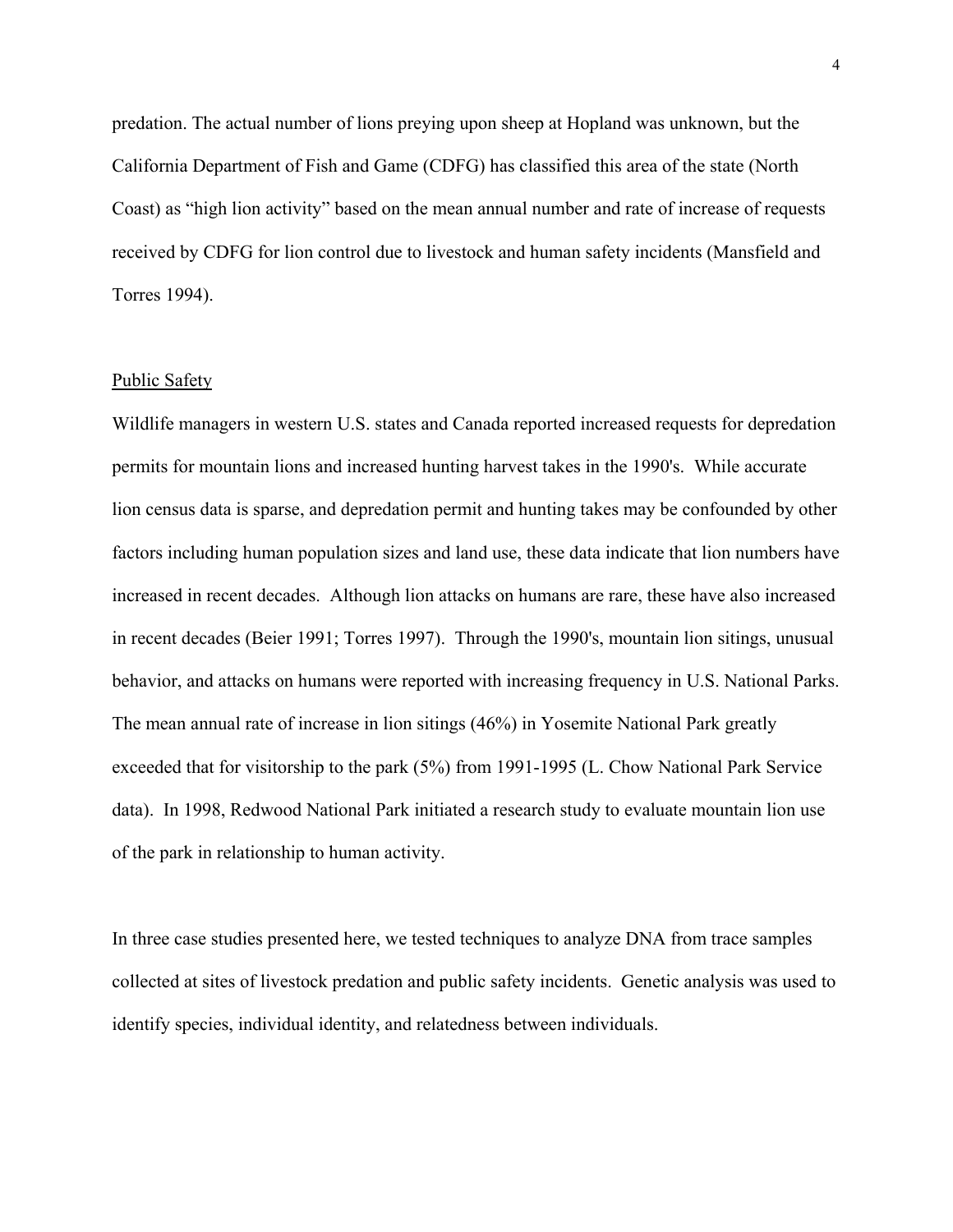predation. The actual number of lions preying upon sheep at Hopland was unknown, but the California Department of Fish and Game (CDFG) has classified this area of the state (North Coast) as “high lion activity” based on the mean annual number and rate of increase of requests received by CDFG for lion control due to livestock and human safety incidents (Mansfield and Torres 1994).

## Public Safety

Wildlife managers in western U.S. states and Canada reported increased requests for depredation permits for mountain lions and increased hunting harvest takes in the 1990's. While accurate lion census data is sparse, and depredation permit and hunting takes may be confounded by other factors including human population sizes and land use, these data indicate that lion numbers have increased in recent decades. Although lion attacks on humans are rare, these have also increased in recent decades (Beier 1991; Torres 1997). Through the 1990's, mountain lion sitings, unusual behavior, and attacks on humans were reported with increasing frequency in U.S. National Parks. The mean annual rate of increase in lion sitings (46%) in Yosemite National Park greatly exceeded that for visitorship to the park (5%) from 1991-1995 (L. Chow National Park Service data). In 1998, Redwood National Park initiated a research study to evaluate mountain lion use of the park in relationship to human activity.

In three case studies presented here, we tested techniques to analyze DNA from trace samples collected at sites of livestock predation and public safety incidents. Genetic analysis was used to identify species, individual identity, and relatedness between individuals.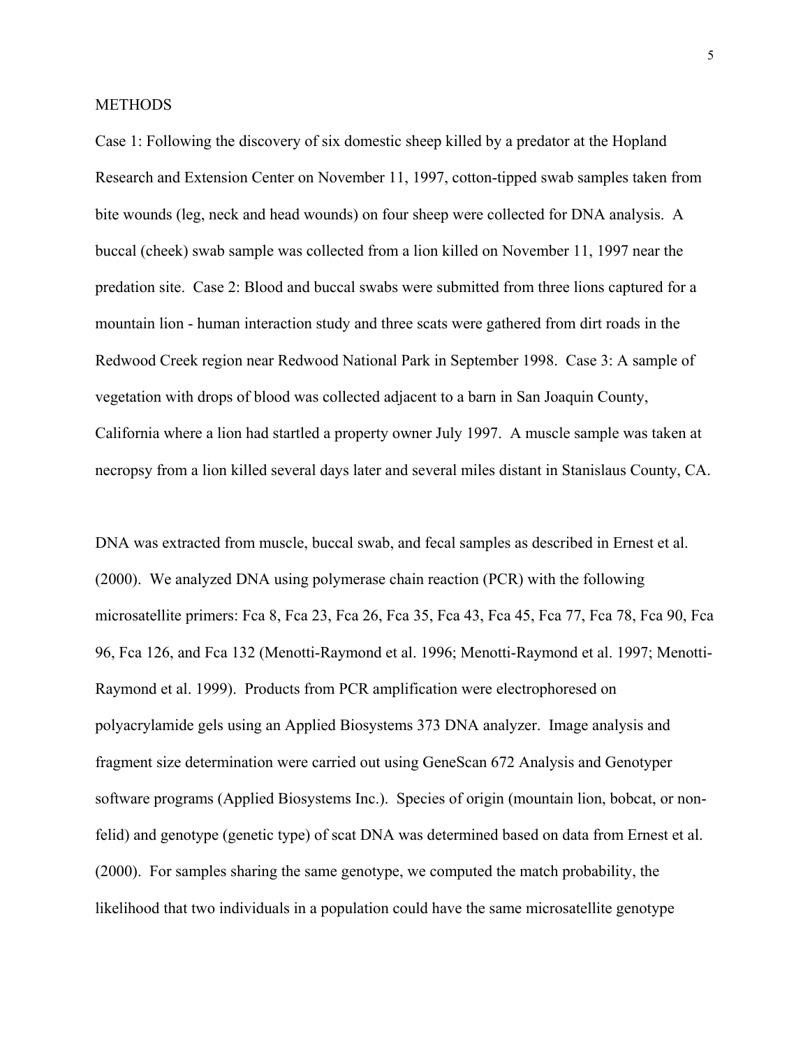## METHODS

Case 1: Following the discovery of six domestic sheep killed by a predator at the Hopland Research and Extension Center on November 11, 1997, cotton-tipped swab samples taken from bite wounds (leg, neck and head wounds) on four sheep were collected for DNA analysis. A buccal (cheek) swab sample was collected from a lion killed on November 11, 1997 near the predation site. Case 2: Blood and buccal swabs were submitted from three lions captured for a mountain lion - human interaction study and three scats were gathered from dirt roads in the Redwood Creek region near Redwood National Park in September 1998. Case 3: A sample of vegetation with drops of blood was collected adjacent to a barn in San Joaquin County, California where a lion had startled a property owner July 1997. A muscle sample was taken at necropsy from a lion killed several days later and several miles distant in Stanislaus County, CA.

DNA was extracted from muscle, buccal swab, and fecal samples as described in Ernest et al. (2000). We analyzed DNA using polymerase chain reaction (PCR) with the following microsatellite primers: Fca 8, Fca 23, Fca 26, Fca 35, Fca 43, Fca 45, Fca 77, Fca 78, Fca 90, Fca 96, Fca 126, and Fca 132 (Menotti-Raymond et al. 1996; Menotti-Raymond et al. 1997; Menotti-Raymond et al. 1999). Products from PCR amplification were electrophoresed on polyacrylamide gels using an Applied Biosystems 373 DNA analyzer. Image analysis and fragment size determination were carried out using GeneScan 672 Analysis and Genotyper software programs (Applied Biosystems Inc.). Species of origin (mountain lion, bobcat, or non-felid) and genotype (genetic type) of scat DNA was determined based on data from Ernest et al. (2000). For samples sharing the same genotype, we computed the match probability, the likelihood that two individuals in a population could have the same microsatellite genotype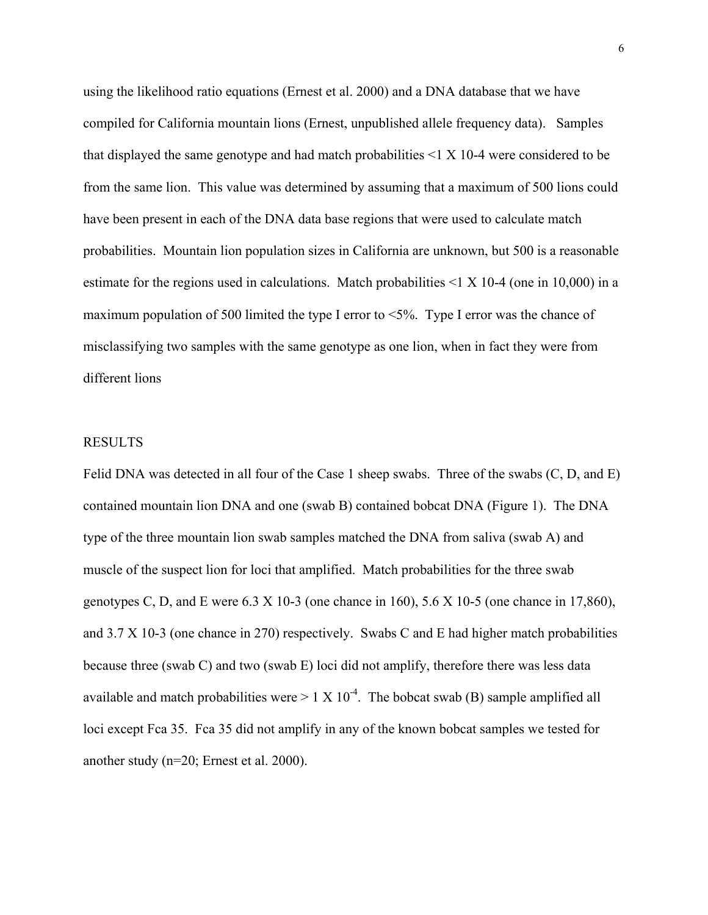using the likelihood ratio equations (Ernest et al. 2000) and a DNA database that we have compiled for California mountain lions (Ernest, unpublished allele frequency data). Samples that displayed the same genotype and had match probabilities <1 X 10-4 were considered to be from the same lion. This value was determined by assuming that a maximum of 500 lions could have been present in each of the DNA data base regions that were used to calculate match probabilities. Mountain lion population sizes in California are unknown, but 500 is a reasonable estimate for the regions used in calculations. Match probabilities <1 X 10-4 (one in 10,000) in a maximum population of 500 limited the type I error to <5%. Type I error was the chance of misclassifying two samples with the same genotype as one lion, when in fact they were from different lions

## RESULTS

Felid DNA was detected in all four of the Case 1 sheep swabs. Three of the swabs (C, D, and E) contained mountain lion DNA and one (swab B) contained bobcat DNA (Figure 1). The DNA type of the three mountain lion swab samples matched the DNA from saliva (swab A) and muscle of the suspect lion for loci that amplified. Match probabilities for the three swab genotypes C, D, and E were 6.3 X 10-3 (one chance in 160), 5.6 X 10-5 (one chance in 17,860), and 3.7 X 10-3 (one chance in 270) respectively. Swabs C and E had higher match probabilities because three (swab C) and two (swab E) loci did not amplify, therefore there was less data available and match probabilities were > $1 \times 10^{-4}$. The bobcat swab (B) sample amplified all loci except Fca 35. Fca 35 did not amplify in any of the known bobcat samples we tested for another study (n=20; Ernest et al. 2000).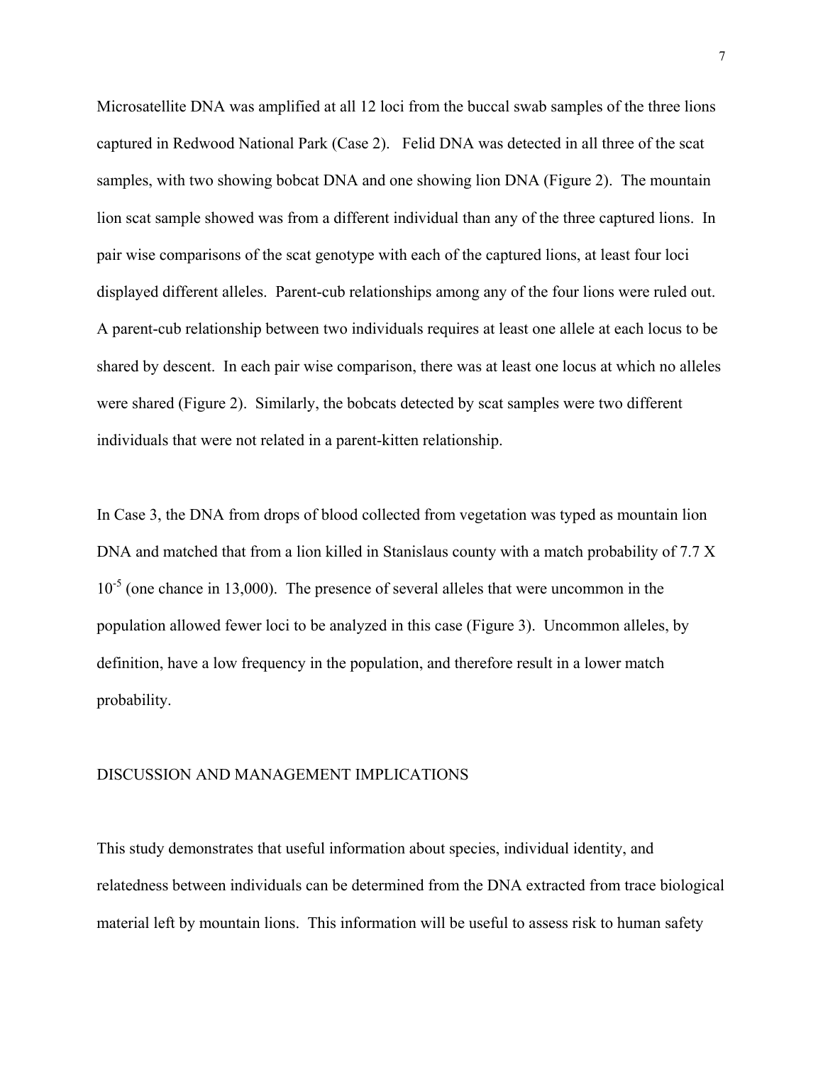Microsatellite DNA was amplified at all 12 loci from the buccal swab samples of the three lions captured in Redwood National Park (Case 2). Felid DNA was detected in all three of the scat samples, with two showing bobcat DNA and one showing lion DNA (Figure 2). The mountain lion scat sample showed was from a different individual than any of the three captured lions. In pair wise comparisons of the scat genotype with each of the captured lions, at least four loci displayed different alleles. Parent-cub relationships among any of the four lions were ruled out. A parent-cub relationship between two individuals requires at least one allele at each locus to be shared by descent. In each pair wise comparison, there was at least one locus at which no alleles were shared (Figure 2). Similarly, the bobcats detected by scat samples were two different individuals that were not related in a parent-kitten relationship.

In Case 3, the DNA from drops of blood collected from vegetation was typed as mountain lion DNA and matched that from a lion killed in Stanislaus county with a match probability of $7.7 \times 10^{-5}$ (one chance in 13,000). The presence of several alleles that were uncommon in the population allowed fewer loci to be analyzed in this case (Figure 3). Uncommon alleles, by definition, have a low frequency in the population, and therefore result in a lower match probability.

## DISCUSSION AND MANAGEMENT IMPLICATIONS

This study demonstrates that useful information about species, individual identity, and relatedness between individuals can be determined from the DNA extracted from trace biological material left by mountain lions. This information will be useful to assess risk to human safety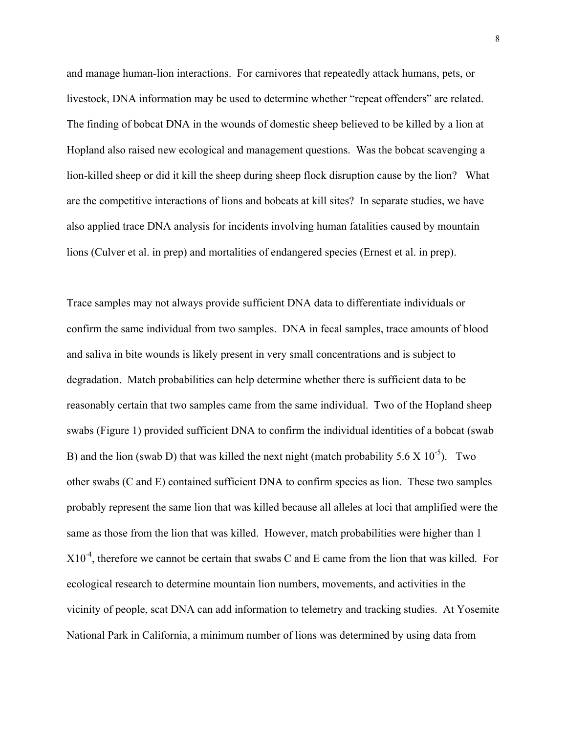and manage human-lion interactions. For carnivores that repeatedly attack humans, pets, or livestock, DNA information may be used to determine whether "repeat offenders" are related. The finding of bobcat DNA in the wounds of domestic sheep believed to be killed by a lion at Hopland also raised new ecological and management questions. Was the bobcat scavenging a lion-killed sheep or did it kill the sheep during sheep flock disruption cause by the lion? What are the competitive interactions of lions and bobcats at kill sites? In separate studies, we have also applied trace DNA analysis for incidents involving human fatalities caused by mountain lions (Culver et al. in prep) and mortalities of endangered species (Ernest et al. in prep).

Trace samples may not always provide sufficient DNA data to differentiate individuals or confirm the same individual from two samples. DNA in fecal samples, trace amounts of blood and saliva in bite wounds is likely present in very small concentrations and is subject to degradation. Match probabilities can help determine whether there is sufficient data to be reasonably certain that two samples came from the same individual. Two of the Hopland sheep swabs (Figure 1) provided sufficient DNA to confirm the individual identities of a bobcat (swab B) and the lion (swab D) that was killed the next night (match probability $5.6 \times 10^{-5}$). Two other swabs (C and E) contained sufficient DNA to confirm species as lion. These two samples probably represent the same lion that was killed because all alleles at loci that amplified were the same as those from the lion that was killed. However, match probabilities were higher than $1 \times 10^{-4}$, therefore we cannot be certain that swabs C and E came from the lion that was killed. For ecological research to determine mountain lion numbers, movements, and activities in the vicinity of people, scat DNA can add information to telemetry and tracking studies. At Yosemite National Park in California, a minimum number of lions was determined by using data from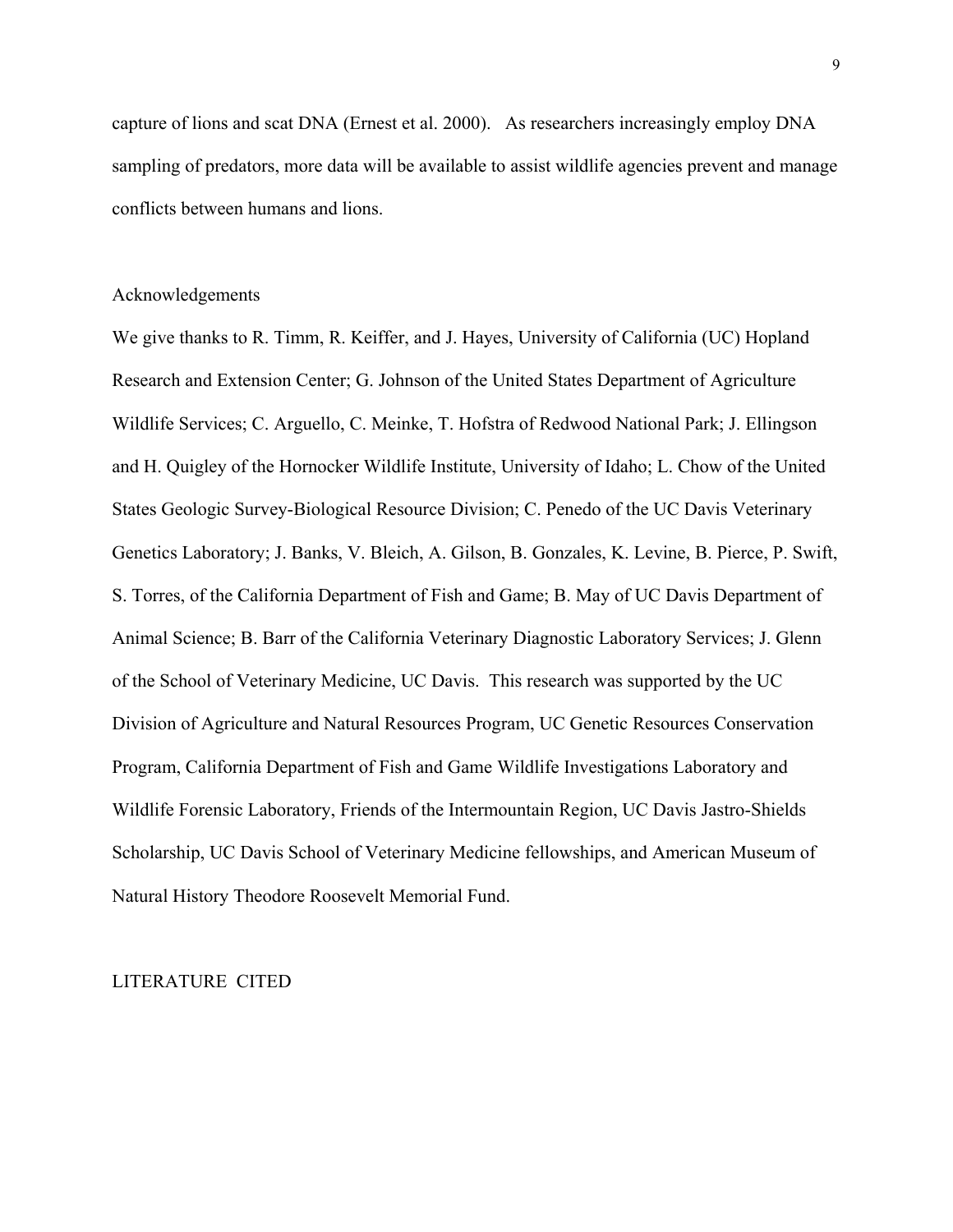capture of lions and scat DNA (Ernest et al. 2000). As researchers increasingly employ DNA sampling of predators, more data will be available to assist wildlife agencies prevent and manage conflicts between humans and lions.

## Acknowledgements

We give thanks to R. Timm, R. Keiffer, and J. Hayes, University of California (UC) Hopland Research and Extension Center; G. Johnson of the United States Department of Agriculture Wildlife Services; C. Arguello, C. Meinke, T. Hofstra of Redwood National Park; J. Ellingson and H. Quigley of the Hornocker Wildlife Institute, University of Idaho; L. Chow of the United States Geologic Survey-Biological Resource Division; C. Penedo of the UC Davis Veterinary Genetics Laboratory; J. Banks, V. Bleich, A. Gilson, B. Gonzales, K. Levine, B. Pierce, P. Swift, S. Torres, of the California Department of Fish and Game; B. May of UC Davis Department of Animal Science; B. Barr of the California Veterinary Diagnostic Laboratory Services; J. Glenn of the School of Veterinary Medicine, UC Davis. This research was supported by the UC Division of Agriculture and Natural Resources Program, UC Genetic Resources Conservation Program, California Department of Fish and Game Wildlife Investigations Laboratory and Wildlife Forensic Laboratory, Friends of the Intermountain Region, UC Davis Jastro-Shields Scholarship, UC Davis School of Veterinary Medicine fellowships, and American Museum of Natural History Theodore Roosevelt Memorial Fund.

## LITERATURE CITED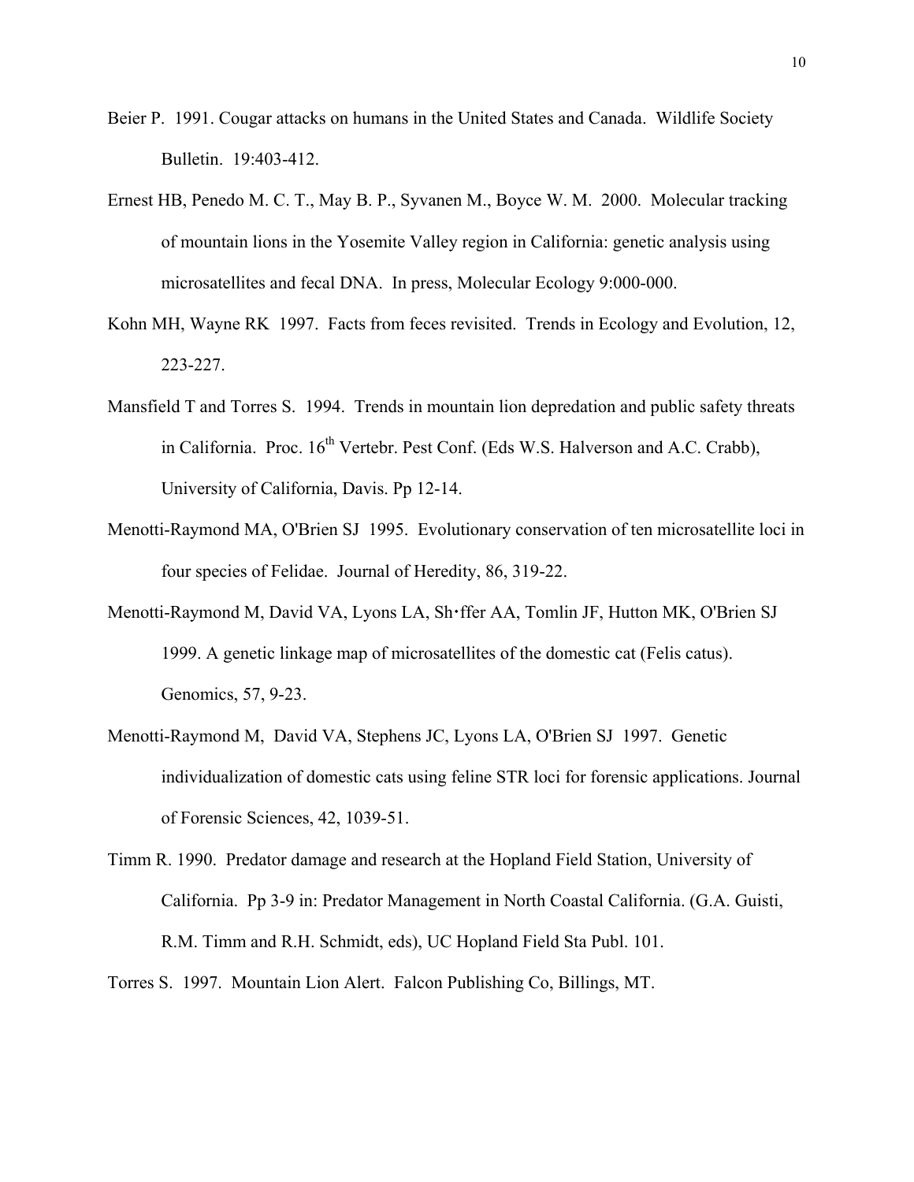Beier P. 1991. Cougar attacks on humans in the United States and Canada. Wildlife Society Bulletin. 19:403-412.

Ernest HB, Penedo M. C. T., May B. P., Syvanen M., Boyce W. M. 2000. Molecular tracking of mountain lions in the Yosemite Valley region in California: genetic analysis using microsatellites and fecal DNA. In press, Molecular Ecology 9:000-000.

Kohn MH, Wayne RK 1997. Facts from feces revisited. Trends in Ecology and Evolution, 12, 223-227.

Mansfield T and Torres S. 1994. Trends in mountain lion depredation and public safety threats in California. Proc. 16th Vertebr. Pest Conf. (Eds W.S. Halverson and A.C. Crabb), University of California, Davis. Pp 12-14.

Menotti-Raymond MA, O'Brien SJ 1995. Evolutionary conservation of ten microsatellite loci in four species of Felidae. Journal of Heredity, 86, 319-22.

Menotti-Raymond M, David VA, Lyons LA, Sh•ffer AA, Tomlin JF, Hutton MK, O'Brien SJ 1999. A genetic linkage map of microsatellites of the domestic cat (Felis catus). Genomics, 57, 9-23.

Menotti-Raymond M, David VA, Stephens JC, Lyons LA, O'Brien SJ 1997. Genetic individualization of domestic cats using feline STR loci for forensic applications. Journal of Forensic Sciences, 42, 1039-51.

Timm R. 1990. Predator damage and research at the Hopland Field Station, University of California. Pp 3-9 in: Predator Management in North Coastal California. (G.A. Guisti, R.M. Timm and R.H. Schmidt, eds), UC Hopland Field Sta Publ. 101.

Torres S. 1997. Mountain Lion Alert. Falcon Publishing Co, Billings, MT.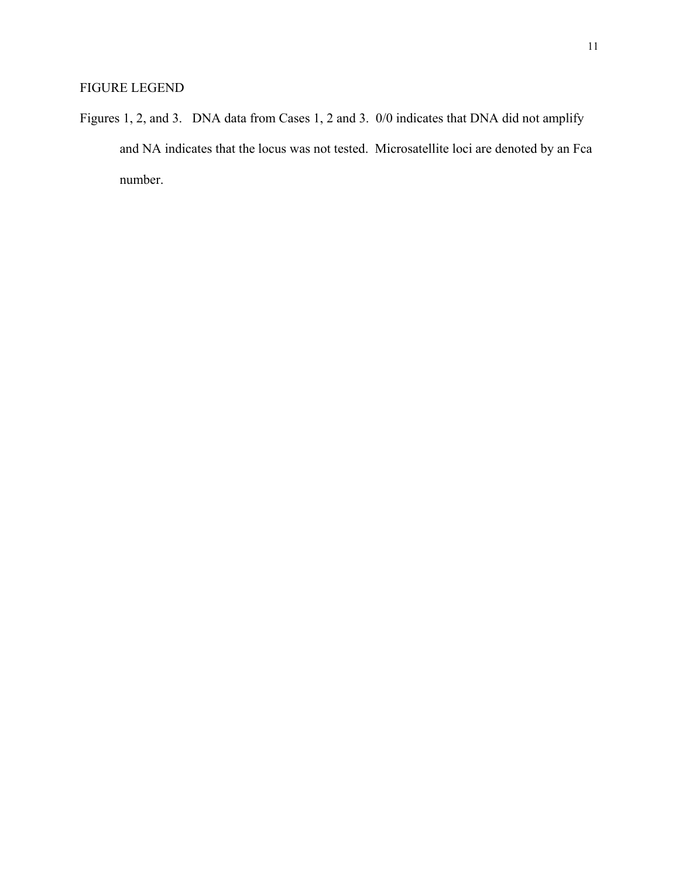## FIGURE LEGEND

Figures 1, 2, and 3. DNA data from Cases 1, 2 and 3. 0/0 indicates that DNA did not amplify and NA indicates that the locus was not tested. Microsatellite loci are denoted by an Fca number.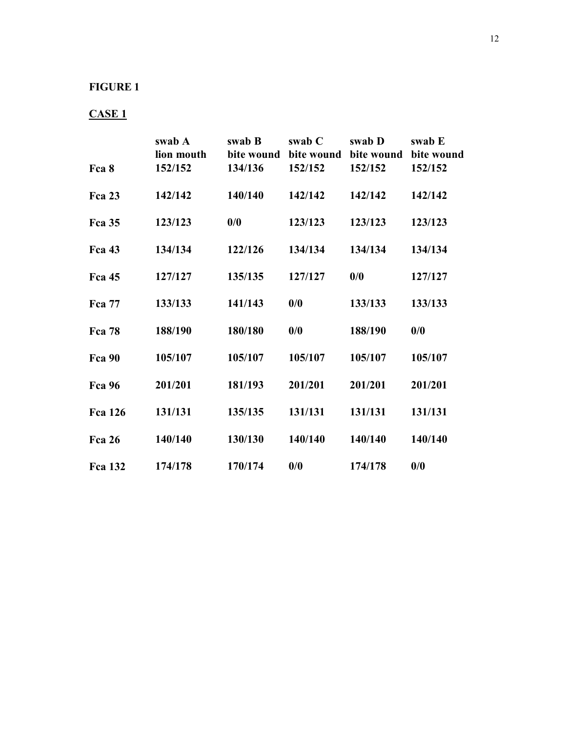**FIGURE 1**

**CASE 1**

| | swab A lion mouth | swab B bite wound | swab C bite wound | swab D bite wound | swab E bite wound |
|---|---|---|---|---|---|
| **Fca 8** | **152/152** | **134/136** | **152/152** | **152/152** | **152/152** |
| **Fca 23** | **142/142** | **140/140** | **142/142** | **142/142** | **142/142** |
| **Fca 35** | **123/123** | **0/0** | **123/123** | **123/123** | **123/123** |
| **Fca 43** | **134/134** | **122/126** | **134/134** | **134/134** | **134/134** |
| **Fca 45** | **127/127** | **135/135** | **127/127** | **0/0** | **127/127** |
| **Fca 77** | **133/133** | **141/143** | **0/0** | **133/133** | **133/133** |
| **Fca 78** | **188/190** | **180/180** | **0/0** | **188/190** | **0/0** |
| **Fca 90** | **105/107** | **105/107** | **105/107** | **105/107** | **105/107** |
| **Fca 96** | **201/201** | **181/193** | **201/201** | **201/201** | **201/201** |
| **Fca 126** | **131/131** | **135/135** | **131/131** | **131/131** | **131/131** |
| **Fca 26** | **140/140** | **130/130** | **140/140** | **140/140** | **140/140** |
| **Fca 132** | **174/178** | **170/174** | **0/0** | **174/178** | **0/0** |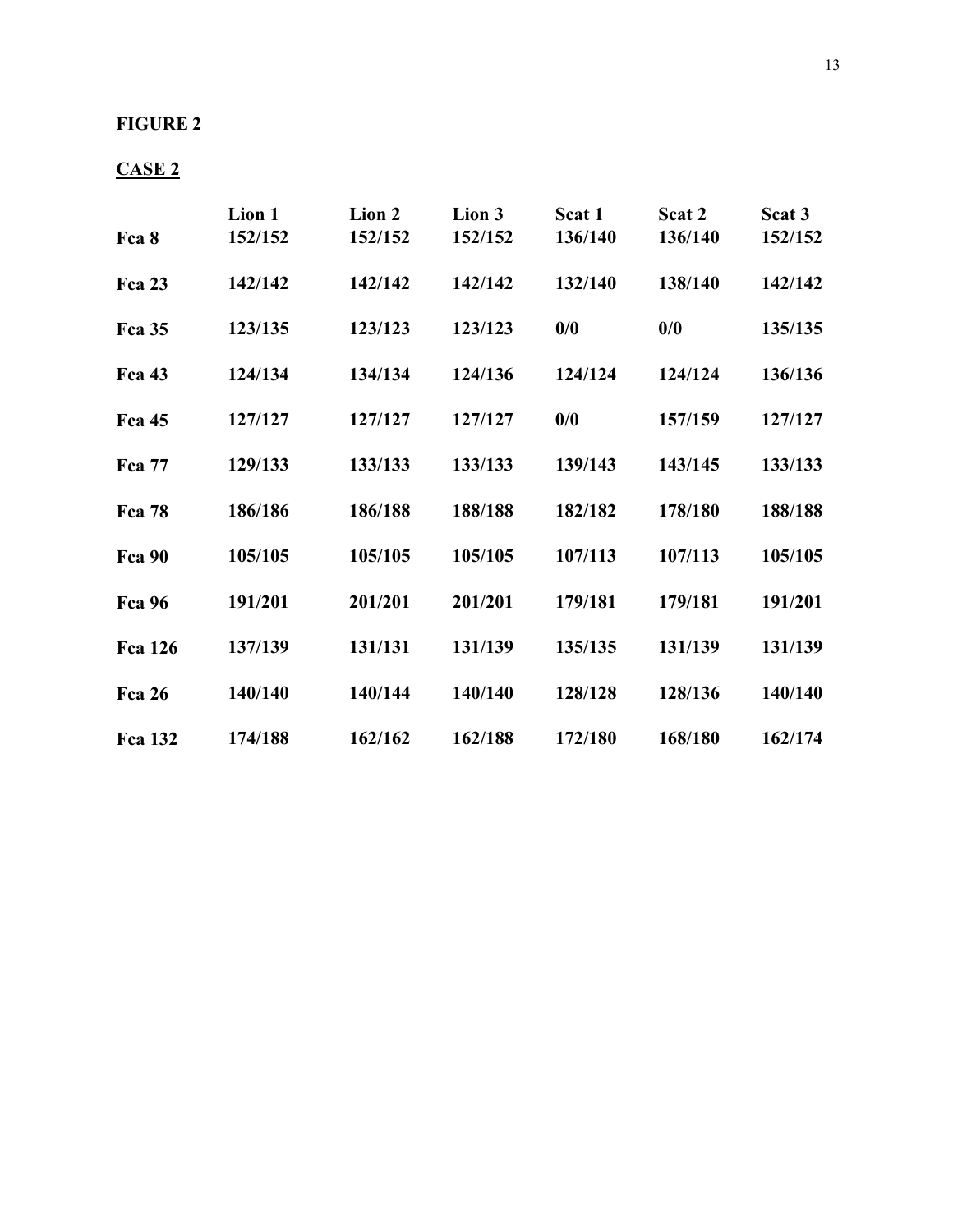**FIGURE 2**

**CASE 2**

| | Lion 1 | Lion 2 | Lion 3 | Scat 1 | Scat 2 | Scat 3 |
|---|---|---|---|---|---|---|
| **Fca 8** | 152/152 | 152/152 | 152/152 | 136/140 | 136/140 | 152/152 |
| **Fca 23** | 142/142 | 142/142 | 142/142 | 132/140 | 138/140 | 142/142 |
| **Fca 35** | 123/135 | 123/123 | 123/123 | 0/0 | 0/0 | 135/135 |
| **Fca 43** | 124/134 | 134/134 | 124/136 | 124/124 | 124/124 | 136/136 |
| **Fca 45** | 127/127 | 127/127 | 127/127 | 0/0 | 157/159 | 127/127 |
| **Fca 77** | 129/133 | 133/133 | 133/133 | 139/143 | 143/145 | 133/133 |
| **Fca 78** | 186/186 | 186/188 | 188/188 | 182/182 | 178/180 | 188/188 |
| **Fca 90** | 105/105 | 105/105 | 105/105 | 107/113 | 107/113 | 105/105 |
| **Fca 96** | 191/201 | 201/201 | 201/201 | 179/181 | 179/181 | 191/201 |
| **Fca 126** | 137/139 | 131/131 | 131/139 | 135/135 | 131/139 | 131/139 |
| **Fca 26** | 140/140 | 140/144 | 140/140 | 128/128 | 128/136 | 140/140 |
| **Fca 132** | 174/188 | 162/162 | 162/188 | 172/180 | 168/180 | 162/174 |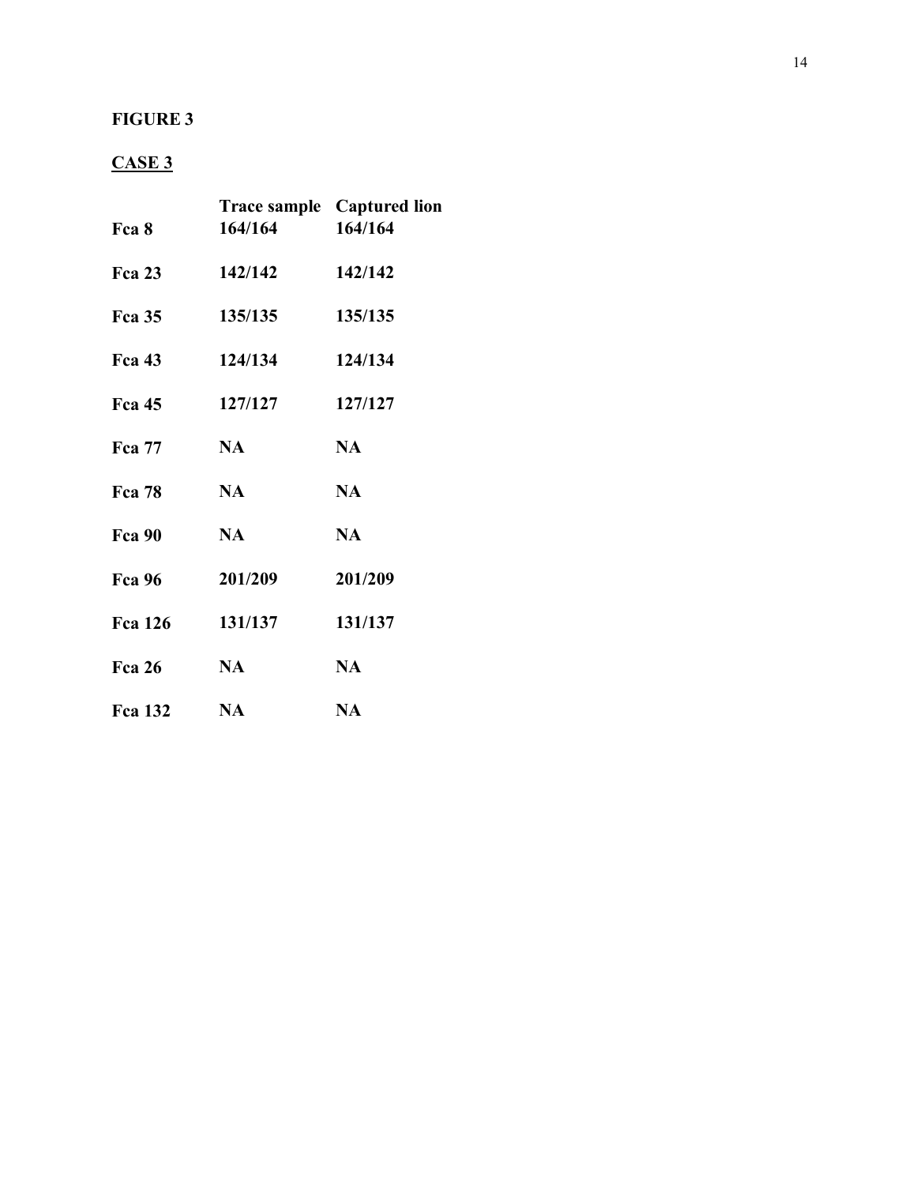**FIGURE 3**

**CASE 3**

| | Trace sample | Captured lion |
|---|---|---|
| **Fca 8** | **164/164** | **164/164** |
| **Fca 23** | **142/142** | **142/142** |
| **Fca 35** | **135/135** | **135/135** |
| **Fca 43** | **124/134** | **124/134** |
| **Fca 45** | **127/127** | **127/127** |
| **Fca 77** | **NA** | **NA** |
| **Fca 78** | **NA** | **NA** |
| **Fca 90** | **NA** | **NA** |
| **Fca 96** | **201/209** | **201/209** |
| **Fca 126** | **131/137** | **131/137** |
| **Fca 26** | **NA** | **NA** |
| **Fca 132** | **NA** | **NA** |